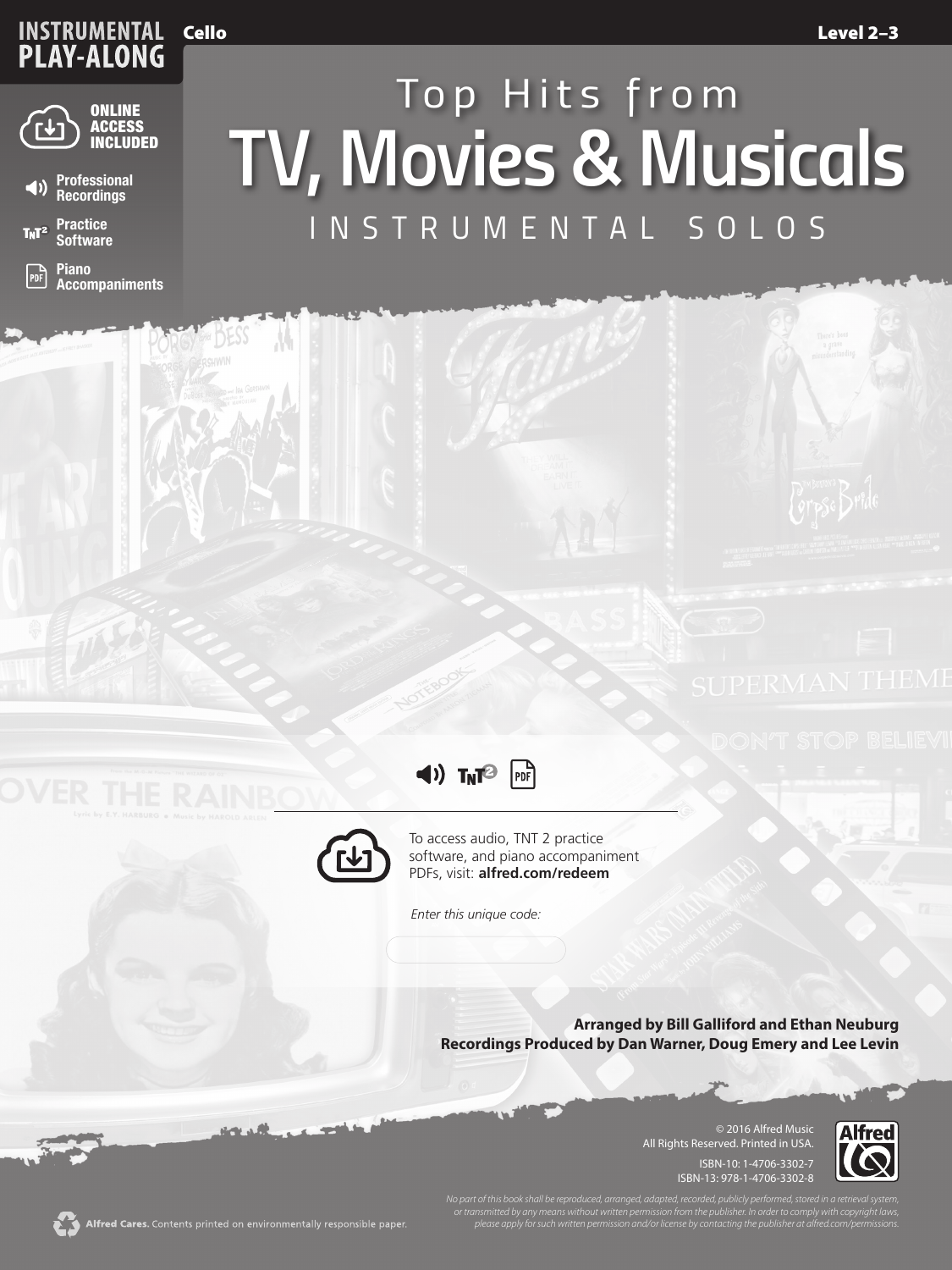**INSTRUMENTAL PLAY-ALONG**

**Cello** | **Level 2–3**

**ONLINE ACCESS INCLUDED**

- Professional Recordings
- Practice Software
- Piano Accompaniments

# Top Hits from TV, Movies & Musicals

## INSTRUMENTAL SOLOS

To access audio, TNT 2 practice software, and piano accompaniment PDFs, visit: **alfred.com/redeem**

*Enter this unique code:*

**Arranged by Bill Galliford and Ethan Neuburg**
**Recordings Produced by Dan Warner, Doug Emery and Lee Levin**

© 2016 Alfred Music
All Rights Reserved. Printed in USA.

ISBN-10: 1-4706-3302-7
ISBN-13: 978-1-4706-3302-8

*No part of this book shall be reproduced, arranged, adapted, recorded, publicly performed, stored in a retrieval system, or transmitted by any means without written permission from the publisher. In order to comply with copyright laws, please apply for such written permission and/or license by contacting the publisher at alfred.com/permissions.*

**Alfred Cares.** Contents printed on environmentally responsible paper.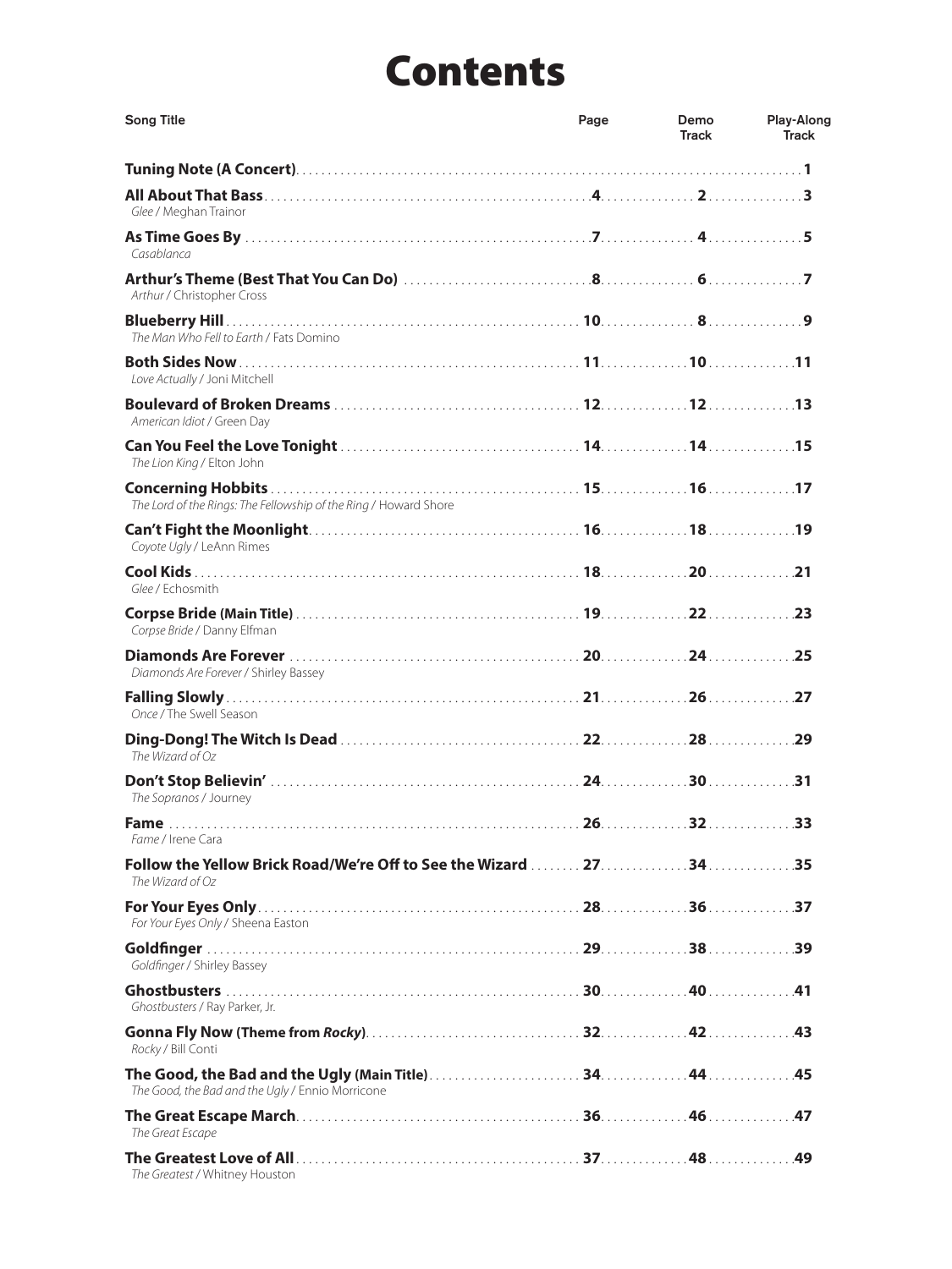# Contents

| Song Title | Page | Demo Track | Play-Along Track |
|---|---|---|---|
| **Tuning Note (A Concert)** | | | **1** |
| **All About That Bass**<br>*Glee* / Meghan Trainor | **4** | **2** | **3** |
| **As Time Goes By**<br>*Casablanca* | **7** | **4** | **5** |
| **Arthur's Theme (Best That You Can Do)**<br>*Arthur* / Christopher Cross | **8** | **6** | **7** |
| **Blueberry Hill**<br>*The Man Who Fell to Earth* / Fats Domino | **10** | **8** | **9** |
| **Both Sides Now**<br>*Love Actually* / Joni Mitchell | **11** | **10** | **11** |
| **Boulevard of Broken Dreams**<br>*American Idiot* / Green Day | **12** | **12** | **13** |
| **Can You Feel the Love Tonight**<br>*The Lion King* / Elton John | **14** | **14** | **15** |
| **Concerning Hobbits**<br>*The Lord of the Rings: The Fellowship of the Ring* / Howard Shore | **15** | **16** | **17** |
| **Can't Fight the Moonlight**<br>*Coyote Ugly* / LeAnn Rimes | **16** | **18** | **19** |
| **Cool Kids**<br>*Glee* / Echosmith | **18** | **20** | **21** |
| **Corpse Bride (Main Title)**<br>*Corpse Bride* / Danny Elfman | **19** | **22** | **23** |
| **Diamonds Are Forever**<br>*Diamonds Are Forever* / Shirley Bassey | **20** | **24** | **25** |
| **Falling Slowly**<br>*Once* / The Swell Season | **21** | **26** | **27** |
| **Ding-Dong! The Witch Is Dead**<br>*The Wizard of Oz* | **22** | **28** | **29** |
| **Don't Stop Believin'**<br>*The Sopranos* / Journey | **24** | **30** | **31** |
| **Fame**<br>*Fame* / Irene Cara | **26** | **32** | **33** |
| **Follow the Yellow Brick Road/We're Off to See the Wizard**<br>*The Wizard of Oz* | **27** | **34** | **35** |
| **For Your Eyes Only**<br>*For Your Eyes Only* / Sheena Easton | **28** | **36** | **37** |
| **Goldfinger**<br>*Goldfinger* / Shirley Bassey | **29** | **38** | **39** |
| **Ghostbusters**<br>*Ghostbusters* / Ray Parker, Jr. | **30** | **40** | **41** |
| **Gonna Fly Now (Theme from *Rocky*)**<br>*Rocky* / Bill Conti | **32** | **42** | **43** |
| **The Good, the Bad and the Ugly (Main Title)**<br>*The Good, the Bad and the Ugly* / Ennio Morricone | **34** | **44** | **45** |
| **The Great Escape March**<br>*The Great Escape* | **36** | **46** | **47** |
| **The Greatest Love of All**<br>*The Greatest* / Whitney Houston | **37** | **48** | **49** |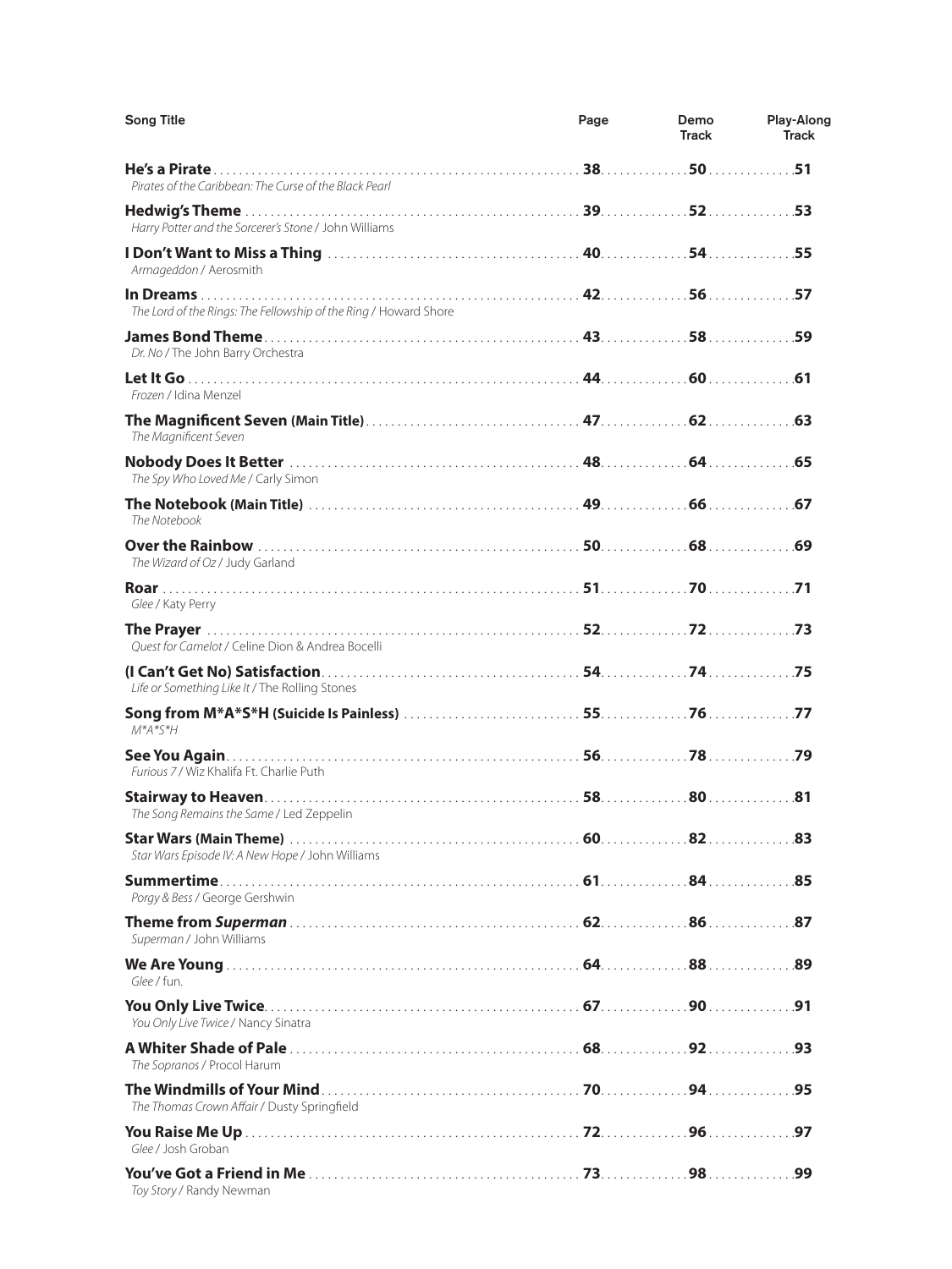| Song Title | Page | Demo Track | Play-Along Track |
|---|---|---|---|
| **He's a Pirate**<br>*Pirates of the Caribbean: The Curse of the Black Pearl* | **38** | **50** | **51** |
| **Hedwig's Theme**<br>*Harry Potter and the Sorcerer's Stone* / John Williams | **39** | **52** | **53** |
| **I Don't Want to Miss a Thing**<br>*Armageddon* / Aerosmith | **40** | **54** | **55** |
| **In Dreams**<br>*The Lord of the Rings: The Fellowship of the Ring* / Howard Shore | **42** | **56** | **57** |
| **James Bond Theme**<br>*Dr. No* / The John Barry Orchestra | **43** | **58** | **59** |
| **Let It Go**<br>*Frozen* / Idina Menzel | **44** | **60** | **61** |
| **The Magnificent Seven (Main Title)**<br>*The Magnificent Seven* | **47** | **62** | **63** |
| **Nobody Does It Better**<br>*The Spy Who Loved Me* / Carly Simon | **48** | **64** | **65** |
| **The Notebook (Main Title)**<br>*The Notebook* | **49** | **66** | **67** |
| **Over the Rainbow**<br>*The Wizard of Oz* / Judy Garland | **50** | **68** | **69** |
| **Roar**<br>*Glee* / Katy Perry | **51** | **70** | **71** |
| **The Prayer**<br>*Quest for Camelot* / Celine Dion & Andrea Bocelli | **52** | **72** | **73** |
| **(I Can't Get No) Satisfaction**<br>*Life or Something Like It* / The Rolling Stones | **54** | **74** | **75** |
| **Song from M*A*S*H (Suicide Is Painless)**<br>*M*A*S*H* | **55** | **76** | **77** |
| **See You Again**<br>*Furious 7* / Wiz Khalifa Ft. Charlie Puth | **56** | **78** | **79** |
| **Stairway to Heaven**<br>*The Song Remains the Same* / Led Zeppelin | **58** | **80** | **81** |
| **Star Wars (Main Theme)**<br>*Star Wars Episode IV: A New Hope* / John Williams | **60** | **82** | **83** |
| **Summertime**<br>*Porgy & Bess* / George Gershwin | **61** | **84** | **85** |
| **Theme from *Superman***<br>*Superman* / John Williams | **62** | **86** | **87** |
| **We Are Young**<br>*Glee* / fun. | **64** | **88** | **89** |
| **You Only Live Twice**<br>*You Only Live Twice* / Nancy Sinatra | **67** | **90** | **91** |
| **A Whiter Shade of Pale**<br>*The Sopranos* / Procol Harum | **68** | **92** | **93** |
| **The Windmills of Your Mind**<br>*The Thomas Crown Affair* / Dusty Springfield | **70** | **94** | **95** |
| **You Raise Me Up**<br>*Glee* / Josh Groban | **72** | **96** | **97** |
| **You've Got a Friend in Me**<br>*Toy Story* / Randy Newman | **73** | **98** | **99** |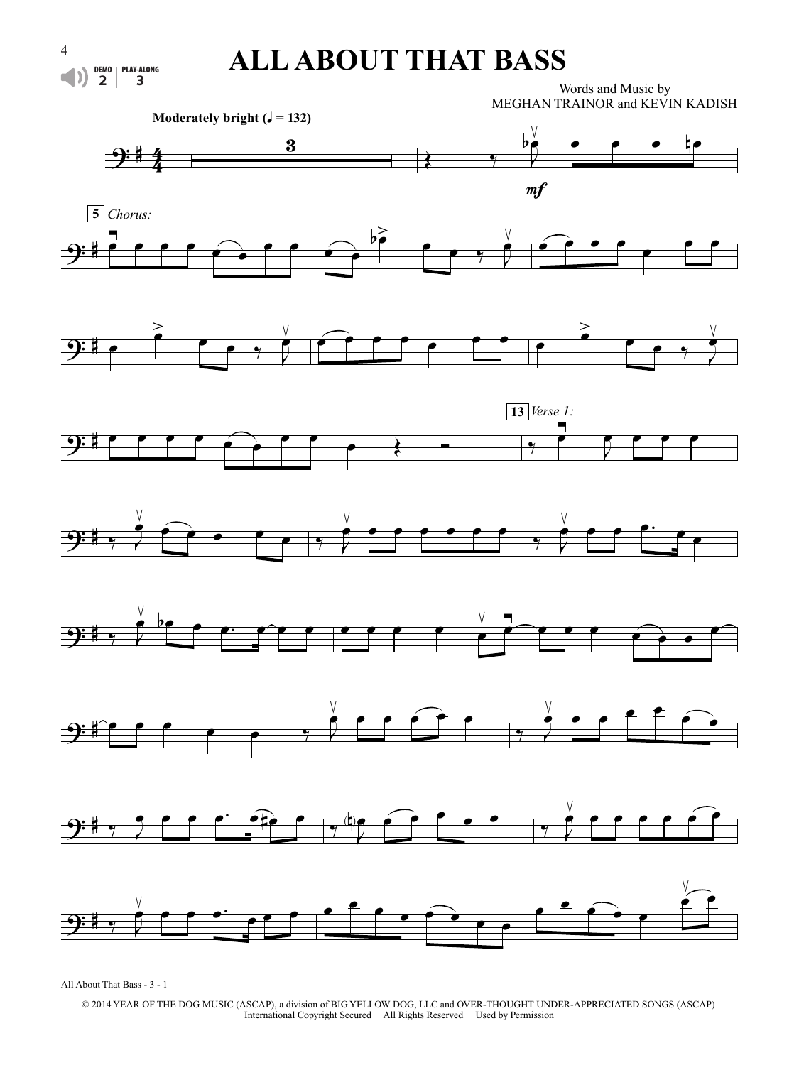# ALL ABOUT THAT BASS

DEMO 2 | PLAY-ALONG 3

Words and Music by
MEGHAN TRAINOR and KEVIN KADISH

Moderately bright (♩ = 132)

*mf*

5 *Chorus:*

13 *Verse 1:*

All About That Bass - 3 - 1

© 2014 YEAR OF THE DOG MUSIC (ASCAP), a division of BIG YELLOW DOG, LLC and OVER-THOUGHT UNDER-APPRECIATED SONGS (ASCAP)
International Copyright Secured All Rights Reserved Used by Permission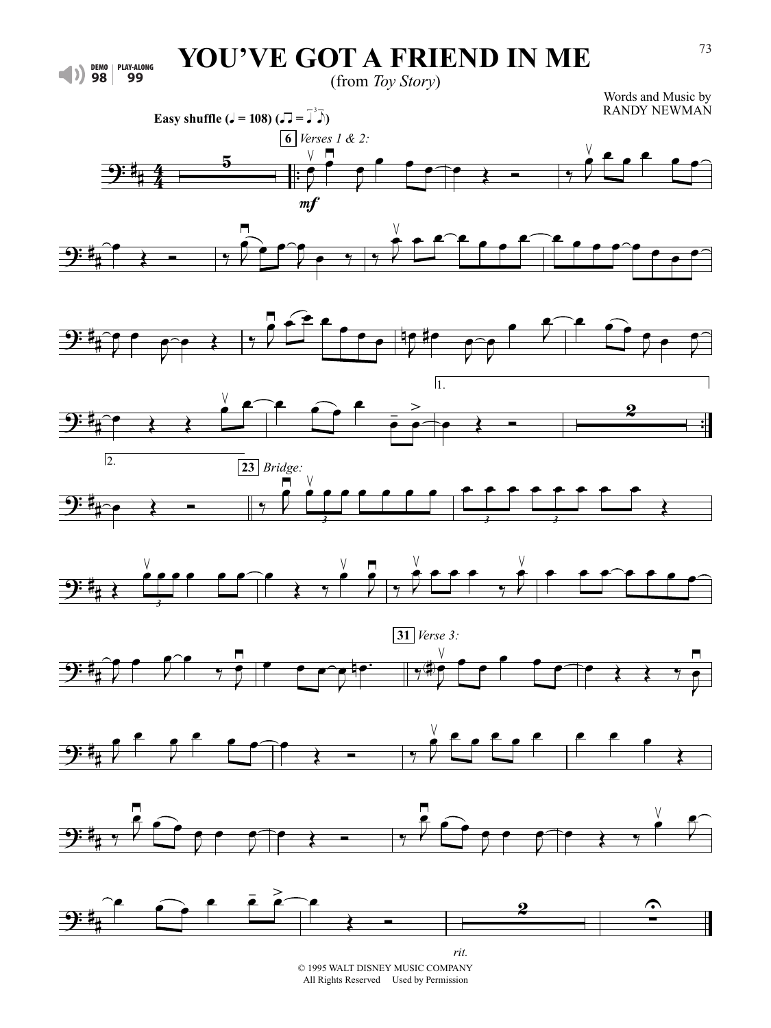# YOU'VE GOT A FRIEND IN ME

(from *Toy Story*)

Words and Music by
RANDY NEWMAN

DEMO 98 | PLAY-ALONG 99

Easy shuffle (♩ = 108)

6 *Verses 1 & 2:*

*mf*

1.

2.

23 *Bridge:*

31 *Verse 3:*

*rit.*

© 1995 WALT DISNEY MUSIC COMPANY
All Rights Reserved Used by Permission